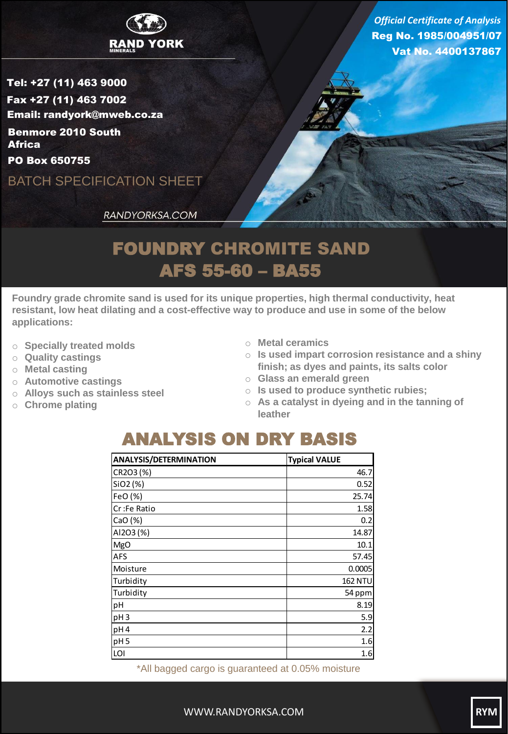RAND YORK
MINERALS

*Official Certificate of Analysis*
**Reg No. 1985/004951/07**
**Vat No. 4400137867**

**Tel: +27 (11) 463 9000**
**Fax +27 (11) 463 7002**
**Email: randyork@mweb.co.za**
**Benmore 2010 South Africa**
**PO Box 650755**

BATCH SPECIFICATION SHEET

RANDYORKSA.COM

# FOUNDRY CHROMITE SAND AFS 55-60 – BA55

**Foundry grade chromite sand is used for its unique properties, high thermal conductivity, heat resistant, low heat dilating and a cost-effective way to produce and use in some of the below applications:**

- **Specially treated molds**
- **Quality castings**
- **Metal casting**
- **Automotive castings**
- **Alloys such as stainless steel**
- **Chrome plating**
- **Metal ceramics**
- **Is used impart corrosion resistance and a shiny finish; as dyes and paints, its salts color**
- **Glass an emerald green**
- **Is used to produce synthetic rubies;**
- **As a catalyst in dyeing and in the tanning of leather**

## ANALYSIS ON DRY BASIS

| ANALYSIS/DETERMINATION | Typical VALUE |
|---|---|
| CR2O3 (%) | 46.7 |
| SiO2 (%) | 0.52 |
| FeO (%) | 25.74 |
| Cr :Fe Ratio | 1.58 |
| CaO (%) | 0.2 |
| Al2O3 (%) | 14.87 |
| MgO | 10.1 |
| AFS | 57.45 |
| Moisture | 0.0005 |
| Turbidity | 162 NTU |
| Turbidity | 54 ppm |
| pH | 8.19 |
| pH 3 | 5.9 |
| pH 4 | 2.2 |
| pH 5 | 1.6 |
| LOI | 1.6 |

*All bagged cargo is guaranteed at 0.05% moisture

WWW.RANDYORKSA.COM

RYM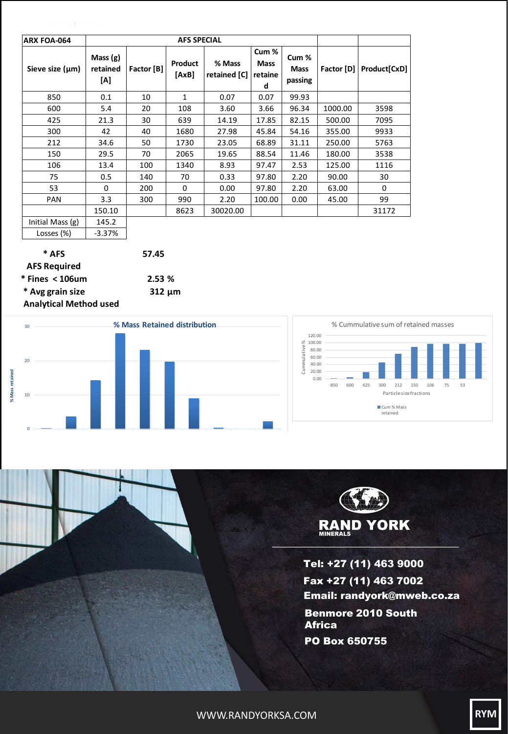| ARX FOA-064 | AFS SPECIAL | | | | | | | |
|---|---|---|---|---|---|---|---|---|
| Sieve size (µm) | Mass (g) retained [A] | Factor [B] | Product [AxB] | % Mass retained [C] | Cum % Mass retained | Cum % Mass passing | Factor [D] | Product[CxD] |
| 850 | 0.1 | 10 | 1 | 0.07 | 0.07 | 99.93 | | |
| 600 | 5.4 | 20 | 108 | 3.60 | 3.66 | 96.34 | 1000.00 | 3598 |
| 425 | 21.3 | 30 | 639 | 14.19 | 17.85 | 82.15 | 500.00 | 7095 |
| 300 | 42 | 40 | 1680 | 27.98 | 45.84 | 54.16 | 355.00 | 9933 |
| 212 | 34.6 | 50 | 1730 | 23.05 | 68.89 | 31.11 | 250.00 | 5763 |
| 150 | 29.5 | 70 | 2065 | 19.65 | 88.54 | 11.46 | 180.00 | 3538 |
| 106 | 13.4 | 100 | 1340 | 8.93 | 97.47 | 2.53 | 125.00 | 1116 |
| 75 | 0.5 | 140 | 70 | 0.33 | 97.80 | 2.20 | 90.00 | 30 |
| 53 | 0 | 200 | 0 | 0.00 | 97.80 | 2.20 | 63.00 | 0 |
| PAN | 3.3 | 300 | 990 | 2.20 | 100.00 | 0.00 | 45.00 | 99 |
| | 150.10 | | 8623 | 30020.00 | | | | 31172 |
| Initial Mass (g) | 145.2 | | | | | | | |
| Losses (%) | -3.37% | | | | | | | |

**\* AFS** 57.45

**AFS Required**

**\* Fines < 106um** 2.53 %

**\* Avg grain size** 312 µm

**Analytical Method used**

% Mass Retained distribution

% Mass retained

30
20
10
0

% Cummulative sum of retained masses

Cummulative %

120.00
100.00
80.00
60.00
40.00
20.00
0.00

850 600 425 300 212 150 106 75 53

Particle size fractions

Cum % Mass retained

**RAND YORK MINERALS**

**Tel: +27 (11) 463 9000**

**Fax +27 (11) 463 7002**

**Email: randyork@mweb.co.za**

**Benmore 2010 South Africa**

**PO Box 650755**

WWW.RANDYORKSA.COM

**RYM**